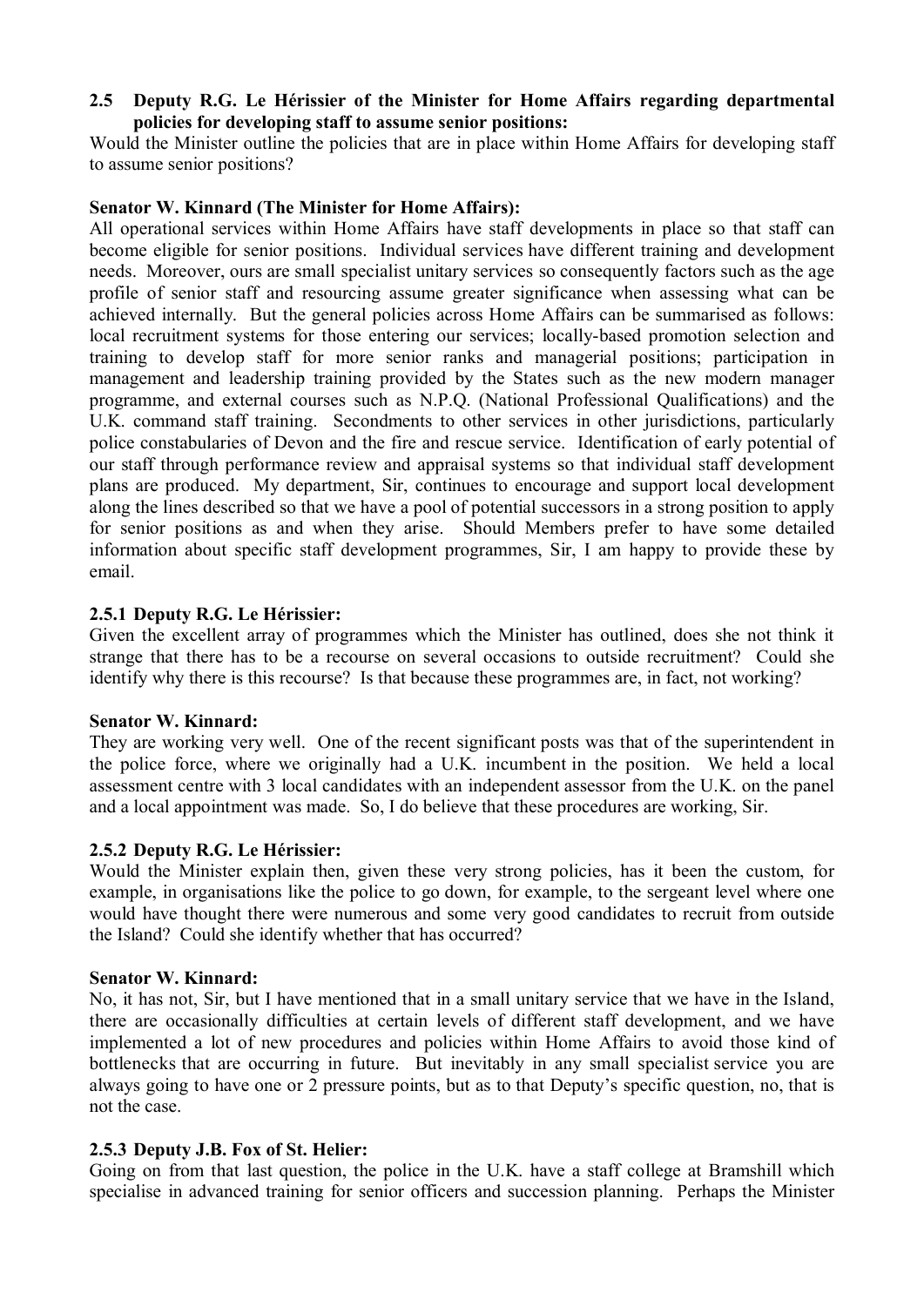**2.5 Deputy R.G. Le Hérissier of the Minister for Home Affairs regarding departmental policies for developing staff to assume senior positions:**

Would the Minister outline the policies that are in place within Home Affairs for developing staff to assume senior positions?

**Senator W. Kinnard (The Minister for Home Affairs):**

All operational services within Home Affairs have staff developments in place so that staff can become eligible for senior positions. Individual services have different training and development needs. Moreover, ours are small specialist unitary services so consequently factors such as the age profile of senior staff and resourcing assume greater significance when assessing what can be achieved internally. But the general policies across Home Affairs can be summarised as follows: local recruitment systems for those entering our services; locally-based promotion selection and training to develop staff for more senior ranks and managerial positions; participation in management and leadership training provided by the States such as the new modern manager programme, and external courses such as N.P.Q. (National Professional Qualifications) and the U.K. command staff training. Secondments to other services in other jurisdictions, particularly police constabularies of Devon and the fire and rescue service. Identification of early potential of our staff through performance review and appraisal systems so that individual staff development plans are produced. My department, Sir, continues to encourage and support local development along the lines described so that we have a pool of potential successors in a strong position to apply for senior positions as and when they arise. Should Members prefer to have some detailed information about specific staff development programmes, Sir, I am happy to provide these by email.

**2.5.1 Deputy R.G. Le Hérissier:**

Given the excellent array of programmes which the Minister has outlined, does she not think it strange that there has to be a recourse on several occasions to outside recruitment? Could she identify why there is this recourse? Is that because these programmes are, in fact, not working?

**Senator W. Kinnard:**

They are working very well. One of the recent significant posts was that of the superintendent in the police force, where we originally had a U.K. incumbent in the position. We held a local assessment centre with 3 local candidates with an independent assessor from the U.K. on the panel and a local appointment was made. So, I do believe that these procedures are working, Sir.

**2.5.2 Deputy R.G. Le Hérissier:**

Would the Minister explain then, given these very strong policies, has it been the custom, for example, in organisations like the police to go down, for example, to the sergeant level where one would have thought there were numerous and some very good candidates to recruit from outside the Island? Could she identify whether that has occurred?

**Senator W. Kinnard:**

No, it has not, Sir, but I have mentioned that in a small unitary service that we have in the Island, there are occasionally difficulties at certain levels of different staff development, and we have implemented a lot of new procedures and policies within Home Affairs to avoid those kind of bottlenecks that are occurring in future. But inevitably in any small specialist service you are always going to have one or 2 pressure points, but as to that Deputy's specific question, no, that is not the case.

**2.5.3 Deputy J.B. Fox of St. Helier:**

Going on from that last question, the police in the U.K. have a staff college at Bramshill which specialise in advanced training for senior officers and succession planning. Perhaps the Minister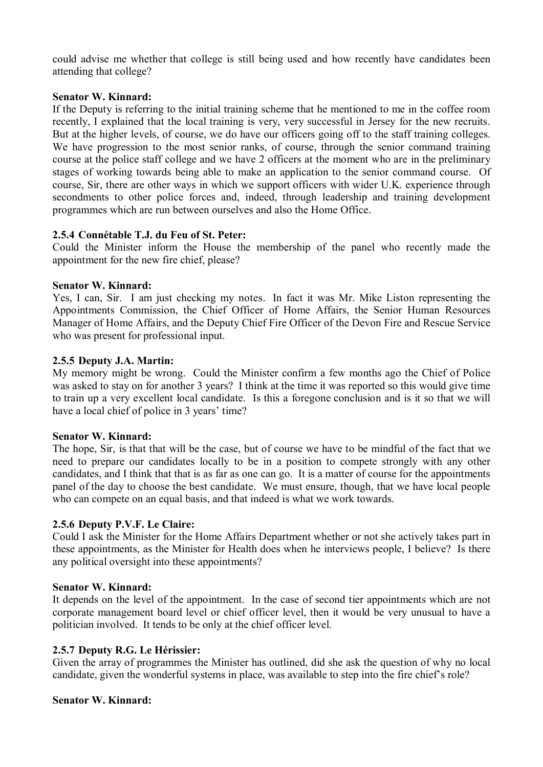could advise me whether that college is still being used and how recently have candidates been attending that college?

**Senator W. Kinnard:**

If the Deputy is referring to the initial training scheme that he mentioned to me in the coffee room recently, I explained that the local training is very, very successful in Jersey for the new recruits. But at the higher levels, of course, we do have our officers going off to the staff training colleges. We have progression to the most senior ranks, of course, through the senior command training course at the police staff college and we have 2 officers at the moment who are in the preliminary stages of working towards being able to make an application to the senior command course. Of course, Sir, there are other ways in which we support officers with wider U.K. experience through secondments to other police forces and, indeed, through leadership and training development programmes which are run between ourselves and also the Home Office.

### 2.5.4 Connétable T.J. du Feu of St. Peter:

Could the Minister inform the House the membership of the panel who recently made the appointment for the new fire chief, please?

**Senator W. Kinnard:**

Yes, I can, Sir. I am just checking my notes. In fact it was Mr. Mike Liston representing the Appointments Commission, the Chief Officer of Home Affairs, the Senior Human Resources Manager of Home Affairs, and the Deputy Chief Fire Officer of the Devon Fire and Rescue Service who was present for professional input.

### 2.5.5 Deputy J.A. Martin:

My memory might be wrong. Could the Minister confirm a few months ago the Chief of Police was asked to stay on for another 3 years? I think at the time it was reported so this would give time to train up a very excellent local candidate. Is this a foregone conclusion and is it so that we will have a local chief of police in 3 years' time?

**Senator W. Kinnard:**

The hope, Sir, is that that will be the case, but of course we have to be mindful of the fact that we need to prepare our candidates locally to be in a position to compete strongly with any other candidates, and I think that that is as far as one can go. It is a matter of course for the appointments panel of the day to choose the best candidate. We must ensure, though, that we have local people who can compete on an equal basis, and that indeed is what we work towards.

### 2.5.6 Deputy P.V.F. Le Claire:

Could I ask the Minister for the Home Affairs Department whether or not she actively takes part in these appointments, as the Minister for Health does when he interviews people, I believe? Is there any political oversight into these appointments?

**Senator W. Kinnard:**

It depends on the level of the appointment. In the case of second tier appointments which are not corporate management board level or chief officer level, then it would be very unusual to have a politician involved. It tends to be only at the chief officer level.

### 2.5.7 Deputy R.G. Le Hérissier:

Given the array of programmes the Minister has outlined, did she ask the question of why no local candidate, given the wonderful systems in place, was available to step into the fire chief's role?

**Senator W. Kinnard:**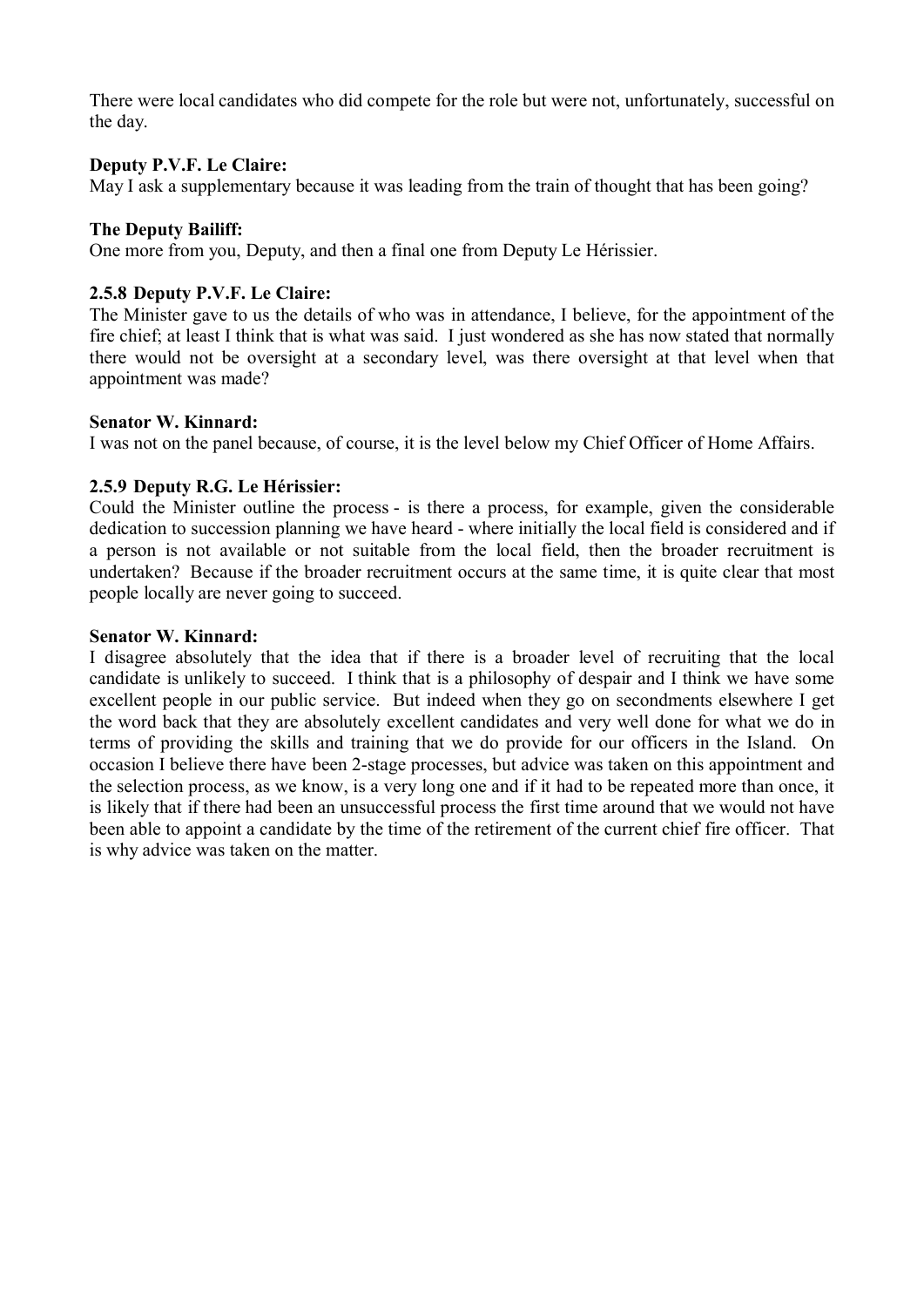There were local candidates who did compete for the role but were not, unfortunately, successful on the day.

**Deputy P.V.F. Le Claire:**
May I ask a supplementary because it was leading from the train of thought that has been going?

**The Deputy Bailiff:**
One more from you, Deputy, and then a final one from Deputy Le Hérissier.

**2.5.8 Deputy P.V.F. Le Claire:**
The Minister gave to us the details of who was in attendance, I believe, for the appointment of the fire chief; at least I think that is what was said. I just wondered as she has now stated that normally there would not be oversight at a secondary level, was there oversight at that level when that appointment was made?

**Senator W. Kinnard:**
I was not on the panel because, of course, it is the level below my Chief Officer of Home Affairs.

**2.5.9 Deputy R.G. Le Hérissier:**
Could the Minister outline the process - is there a process, for example, given the considerable dedication to succession planning we have heard - where initially the local field is considered and if a person is not available or not suitable from the local field, then the broader recruitment is undertaken? Because if the broader recruitment occurs at the same time, it is quite clear that most people locally are never going to succeed.

**Senator W. Kinnard:**
I disagree absolutely that the idea that if there is a broader level of recruiting that the local candidate is unlikely to succeed. I think that is a philosophy of despair and I think we have some excellent people in our public service. But indeed when they go on secondments elsewhere I get the word back that they are absolutely excellent candidates and very well done for what we do in terms of providing the skills and training that we do provide for our officers in the Island. On occasion I believe there have been 2-stage processes, but advice was taken on this appointment and the selection process, as we know, is a very long one and if it had to be repeated more than once, it is likely that if there had been an unsuccessful process the first time around that we would not have been able to appoint a candidate by the time of the retirement of the current chief fire officer. That is why advice was taken on the matter.